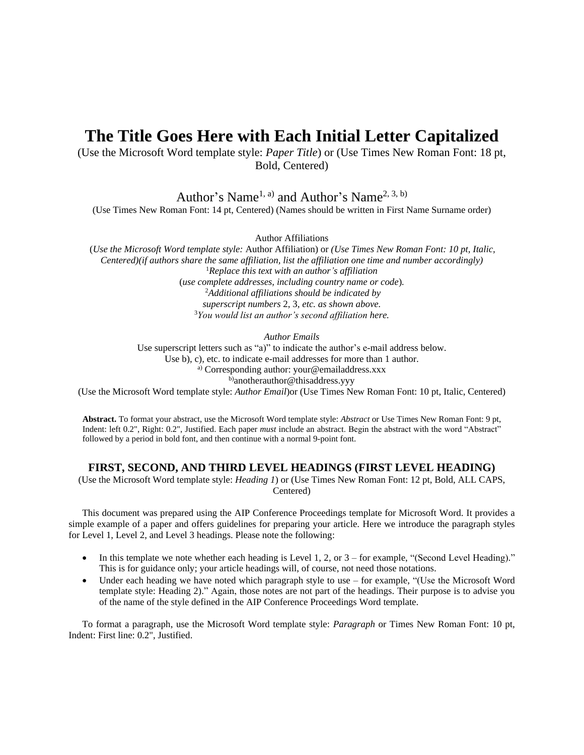# The Title Goes Here with Each Initial Letter Capitalized

(Use the Microsoft Word template style: *Paper Title*) or (Use Times New Roman Font: 18 pt, Bold, Centered)

Author's Name[1, a)] and Author's Name[2, 3, b)]

(Use Times New Roman Font: 14 pt, Centered) (Names should be written in First Name Surname order)

Author Affiliations

(*Use the Microsoft Word template style:* Author Affiliation) or *(Use Times New Roman Font: 10 pt, Italic, Centered)(if authors share the same affiliation, list the affiliation one time and number accordingly)*

[1]*Replace this text with an author's affiliation*

(*use complete addresses, including country name or code*).

[2]*Additional affiliations should be indicated by superscript numbers* 2, 3, *etc. as shown above.*

[3]*You would list an author's second affiliation here.*

*Author Emails*

Use superscript letters such as "a)" to indicate the author's e-mail address below.

Use b), c), etc. to indicate e-mail addresses for more than 1 author.

[a)] Corresponding author: your@emailaddress.xxx

[b)]anotherauthor@thisaddress.yyy

(Use the Microsoft Word template style: *Author Email*)or (Use Times New Roman Font: 10 pt, Italic, Centered)

**Abstract.** To format your abstract, use the Microsoft Word template style: *Abstract* or Use Times New Roman Font: 9 pt, Indent: left 0.2", Right: 0.2", Justified. Each paper *must* include an abstract. Begin the abstract with the word "Abstract" followed by a period in bold font, and then continue with a normal 9-point font.

## FIRST, SECOND, AND THIRD LEVEL HEADINGS (FIRST LEVEL HEADING)

(Use the Microsoft Word template style: *Heading 1*) or (Use Times New Roman Font: 12 pt, Bold, ALL CAPS, Centered)

This document was prepared using the AIP Conference Proceedings template for Microsoft Word. It provides a simple example of a paper and offers guidelines for preparing your article. Here we introduce the paragraph styles for Level 1, Level 2, and Level 3 headings. Please note the following:

- In this template we note whether each heading is Level 1, 2, or 3 – for example, "(Second Level Heading)." This is for guidance only; your article headings will, of course, not need those notations.
- Under each heading we have noted which paragraph style to use – for example, "(Use the Microsoft Word template style: Heading 2)." Again, those notes are not part of the headings. Their purpose is to advise you of the name of the style defined in the AIP Conference Proceedings Word template.

To format a paragraph, use the Microsoft Word template style: *Paragraph* or Times New Roman Font: 10 pt, Indent: First line: 0.2", Justified.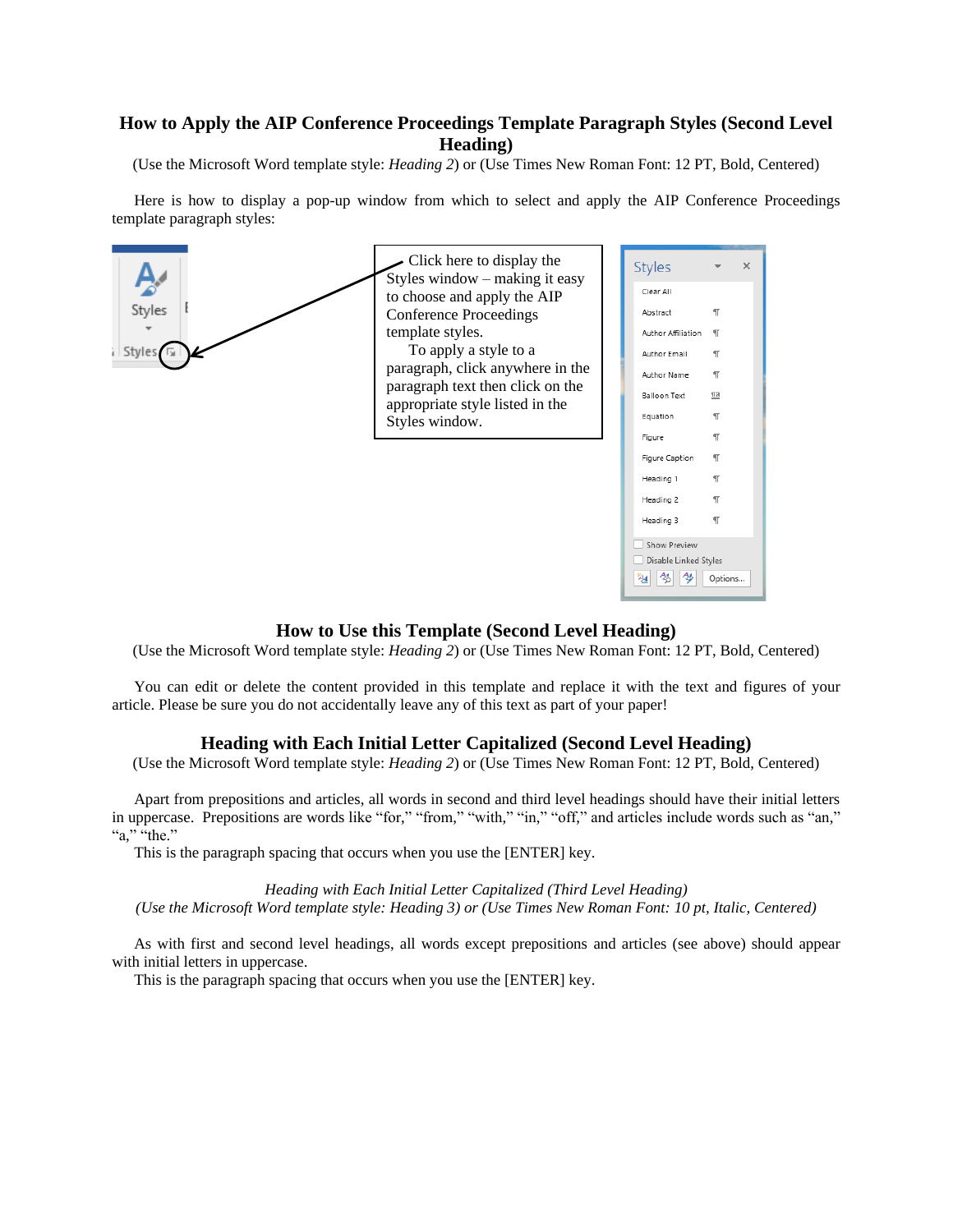## How to Apply the AIP Conference Proceedings Template Paragraph Styles (Second Level Heading)

(Use the Microsoft Word template style: *Heading 2*) or (Use Times New Roman Font: 12 PT, Bold, Centered)

Here is how to display a pop-up window from which to select and apply the AIP Conference Proceedings template paragraph styles:

Click here to display the Styles window – making it easy to choose and apply the AIP Conference Proceedings template styles.

To apply a style to a paragraph, click anywhere in the paragraph text then click on the appropriate style listed in the Styles window.

## How to Use this Template (Second Level Heading)

(Use the Microsoft Word template style: *Heading 2*) or (Use Times New Roman Font: 12 PT, Bold, Centered)

You can edit or delete the content provided in this template and replace it with the text and figures of your article. Please be sure you do not accidentally leave any of this text as part of your paper!

## Heading with Each Initial Letter Capitalized (Second Level Heading)

(Use the Microsoft Word template style: *Heading 2*) or (Use Times New Roman Font: 12 PT, Bold, Centered)

Apart from prepositions and articles, all words in second and third level headings should have their initial letters in uppercase. Prepositions are words like "for," "from," "with," "in," "off," and articles include words such as "an," "a," "the."

This is the paragraph spacing that occurs when you use the [ENTER] key.

### *Heading with Each Initial Letter Capitalized (Third Level Heading)*

*(Use the Microsoft Word template style: Heading 3) or (Use Times New Roman Font: 10 pt, Italic, Centered)*

As with first and second level headings, all words except prepositions and articles (see above) should appear with initial letters in uppercase.

This is the paragraph spacing that occurs when you use the [ENTER] key.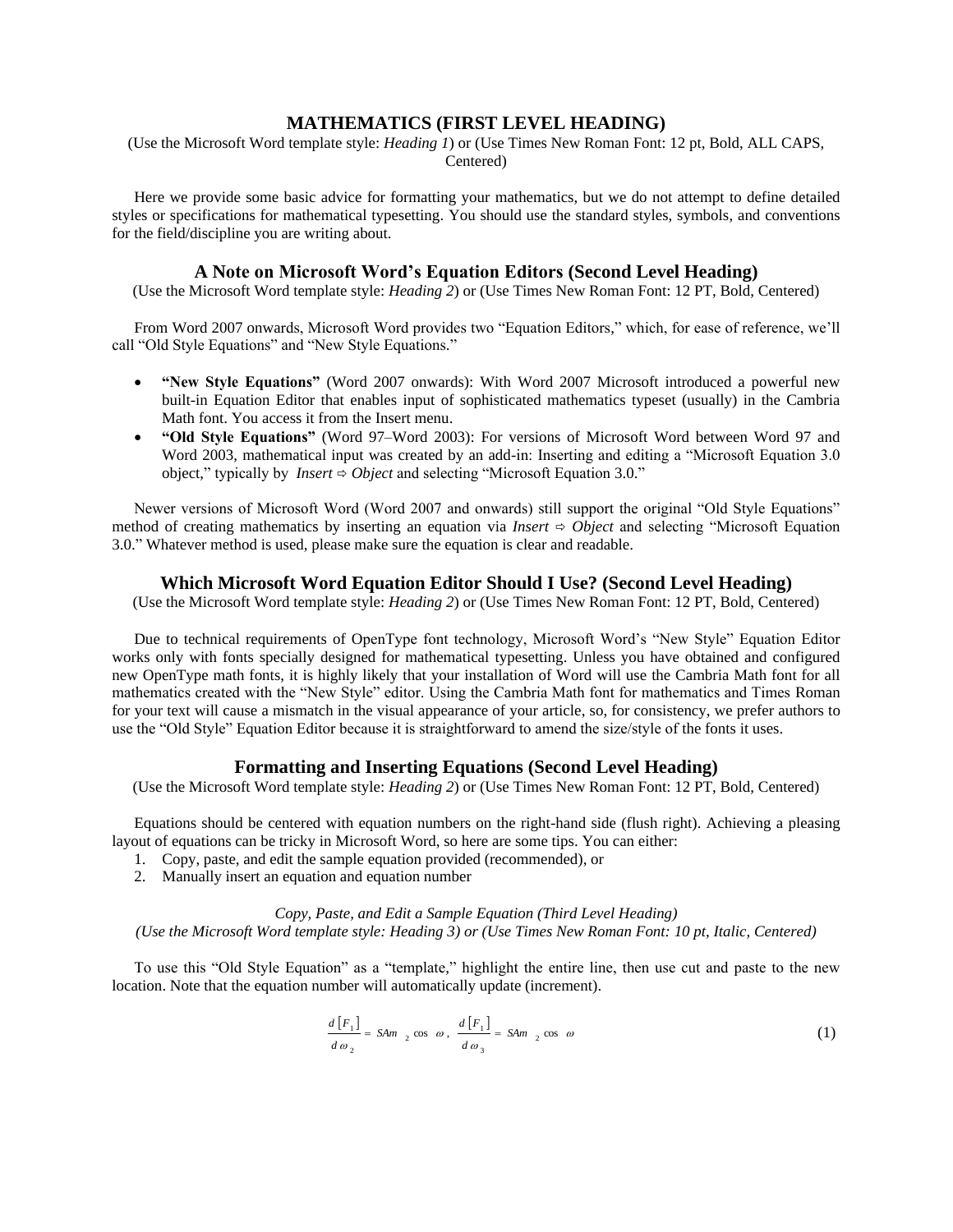# MATHEMATICS (FIRST LEVEL HEADING)

(Use the Microsoft Word template style: *Heading 1*) or (Use Times New Roman Font: 12 pt, Bold, ALL CAPS, Centered)

Here we provide some basic advice for formatting your mathematics, but we do not attempt to define detailed styles or specifications for mathematical typesetting. You should use the standard styles, symbols, and conventions for the field/discipline you are writing about.

## A Note on Microsoft Word's Equation Editors (Second Level Heading)

(Use the Microsoft Word template style: *Heading 2*) or (Use Times New Roman Font: 12 PT, Bold, Centered)

From Word 2007 onwards, Microsoft Word provides two "Equation Editors," which, for ease of reference, we'll call "Old Style Equations" and "New Style Equations."

- **"New Style Equations"** (Word 2007 onwards): With Word 2007 Microsoft introduced a powerful new built-in Equation Editor that enables input of sophisticated mathematics typeset (usually) in the Cambria Math font. You access it from the Insert menu.
- **"Old Style Equations"** (Word 97–Word 2003): For versions of Microsoft Word between Word 97 and Word 2003, mathematical input was created by an add-in: Inserting and editing a "Microsoft Equation 3.0 object," typically by *Insert ⇨ Object* and selecting "Microsoft Equation 3.0."

Newer versions of Microsoft Word (Word 2007 and onwards) still support the original "Old Style Equations" method of creating mathematics by inserting an equation via *Insert ⇨ Object* and selecting "Microsoft Equation 3.0." Whatever method is used, please make sure the equation is clear and readable.

## Which Microsoft Word Equation Editor Should I Use? (Second Level Heading)

(Use the Microsoft Word template style: *Heading 2*) or (Use Times New Roman Font: 12 PT, Bold, Centered)

Due to technical requirements of OpenType font technology, Microsoft Word's "New Style" Equation Editor works only with fonts specially designed for mathematical typesetting. Unless you have obtained and configured new OpenType math fonts, it is highly likely that your installation of Word will use the Cambria Math font for all mathematics created with the "New Style" editor. Using the Cambria Math font for mathematics and Times Roman for your text will cause a mismatch in the visual appearance of your article, so, for consistency, we prefer authors to use the "Old Style" Equation Editor because it is straightforward to amend the size/style of the fonts it uses.

## Formatting and Inserting Equations (Second Level Heading)

(Use the Microsoft Word template style: *Heading 2*) or (Use Times New Roman Font: 12 PT, Bold, Centered)

Equations should be centered with equation numbers on the right-hand side (flush right). Achieving a pleasing layout of equations can be tricky in Microsoft Word, so here are some tips. You can either:

1. Copy, paste, and edit the sample equation provided (recommended), or
2. Manually insert an equation and equation number

### *Copy, Paste, and Edit a Sample Equation (Third Level Heading)*

*(Use the Microsoft Word template style: Heading 3) or (Use Times New Roman Font: 10 pt, Italic, Centered)*

To use this "Old Style Equation" as a "template," highlight the entire line, then use cut and paste to the new location. Note that the equation number will automatically update (increment).

$$\frac{d\left[F_1\right]}{d\omega_2} = SAm_2\cos\omega,\ \frac{d\left[F_1\right]}{d\omega_3} = SAm_2\cos\omega \tag{1}$$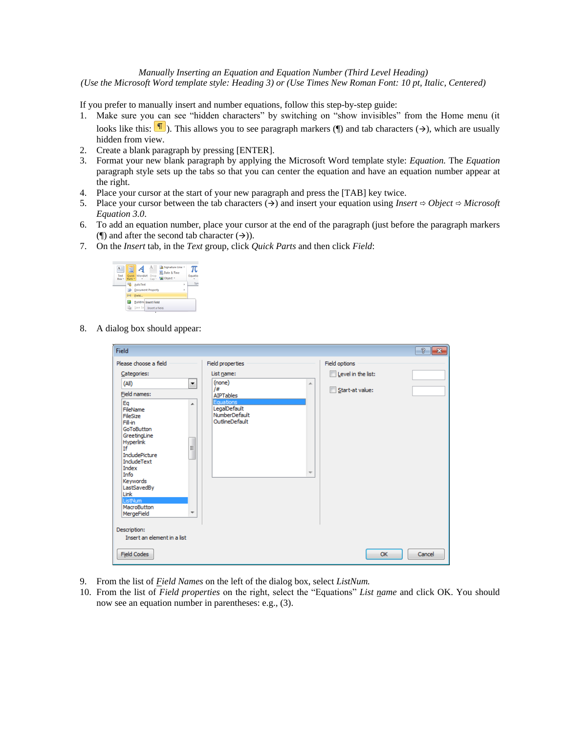### *Manually Inserting an Equation and Equation Number (Third Level Heading)*

*(Use the Microsoft Word template style: Heading 3) or (Use Times New Roman Font: 10 pt, Italic, Centered)*

If you prefer to manually insert and number equations, follow this step-by-step guide:

1. Make sure you can see "hidden characters" by switching on "show invisibles" from the Home menu (it looks like this: ¶). This allows you to see paragraph markers (¶) and tab characters (→), which are usually hidden from view.
2. Create a blank paragraph by pressing [ENTER].
3. Format your new blank paragraph by applying the Microsoft Word template style: *Equation.* The *Equation* paragraph style sets up the tabs so that you can center the equation and have an equation number appear at the right.
4. Place your cursor at the start of your new paragraph and press the [TAB] key twice.
5. Place your cursor between the tab characters (→) and insert your equation using *Insert* ⇨ *Object* ⇨ *Microsoft Equation 3.0*.
6. To add an equation number, place your cursor at the end of the paragraph (just before the paragraph markers (¶) and after the second tab character (→)).
7. On the *Insert* tab, in the *Text* group, click *Quick Parts* and then click *Field*:
8. A dialog box should appear:
9. From the list of *Field Names* on the left of the dialog box, select *ListNum.*
10. From the list of *Field properties* on the right, select the "Equations" *List name* and click OK. You should now see an equation number in parentheses: e.g., (3).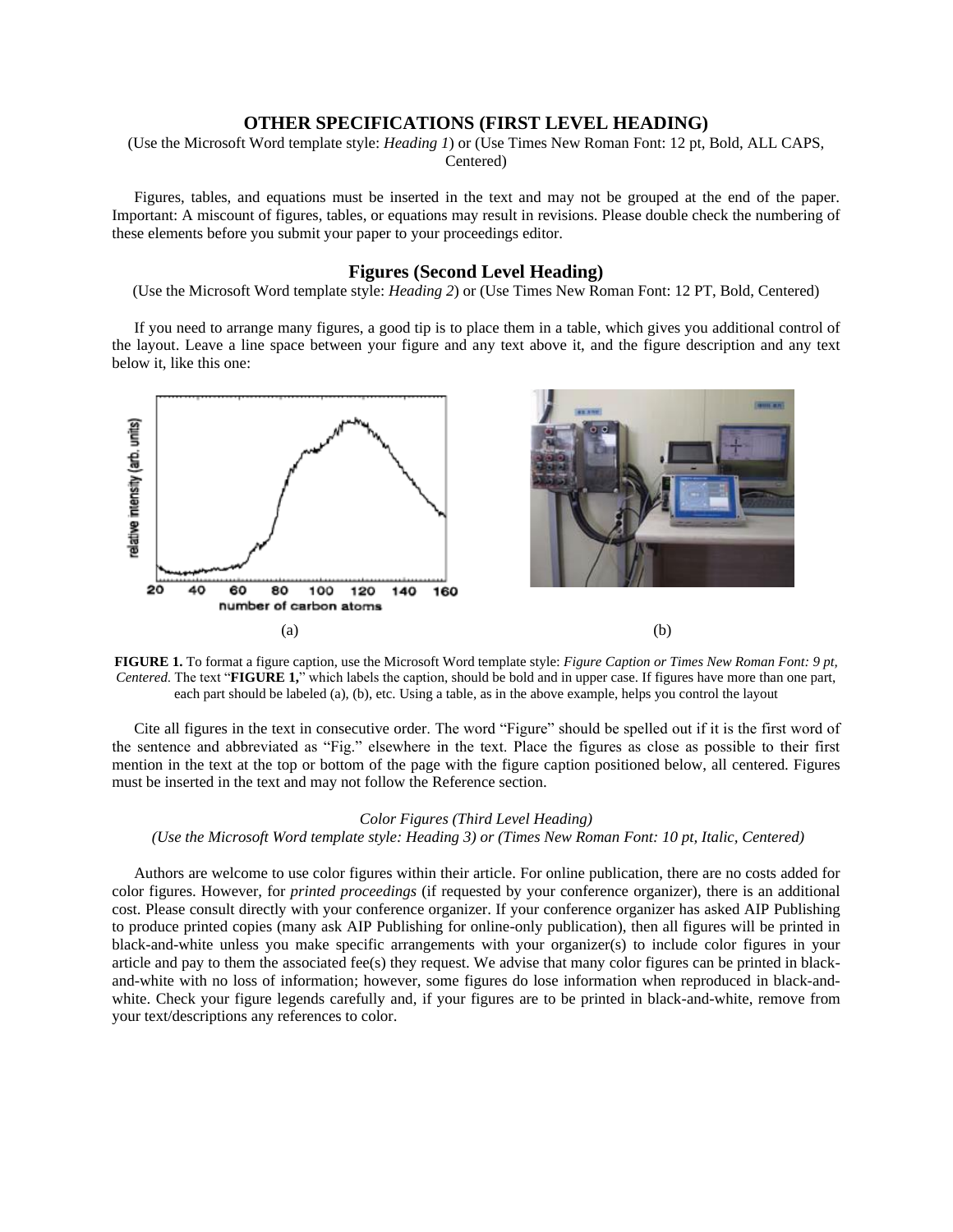# OTHER SPECIFICATIONS (FIRST LEVEL HEADING)

(Use the Microsoft Word template style: *Heading 1*) or (Use Times New Roman Font: 12 pt, Bold, ALL CAPS, Centered)

Figures, tables, and equations must be inserted in the text and may not be grouped at the end of the paper. Important: A miscount of figures, tables, or equations may result in revisions. Please double check the numbering of these elements before you submit your paper to your proceedings editor.

## Figures (Second Level Heading)

(Use the Microsoft Word template style: *Heading 2*) or (Use Times New Roman Font: 12 PT, Bold, Centered)

If you need to arrange many figures, a good tip is to place them in a table, which gives you additional control of the layout. Leave a line space between your figure and any text above it, and the figure description and any text below it, like this one:

(a) (b)

**FIGURE 1.** To format a figure caption, use the Microsoft Word template style: *Figure Caption or Times New Roman Font: 9 pt, Centered*. The text "**FIGURE 1,**" which labels the caption, should be bold and in upper case. If figures have more than one part, each part should be labeled (a), (b), etc. Using a table, as in the above example, helps you control the layout

Cite all figures in the text in consecutive order. The word "Figure" should be spelled out if it is the first word of the sentence and abbreviated as "Fig." elsewhere in the text. Place the figures as close as possible to their first mention in the text at the top or bottom of the page with the figure caption positioned below, all centered. Figures must be inserted in the text and may not follow the Reference section.

### *Color Figures (Third Level Heading)*

*(Use the Microsoft Word template style: Heading 3) or (Times New Roman Font: 10 pt, Italic, Centered)*

Authors are welcome to use color figures within their article. For online publication, there are no costs added for color figures. However, for *printed proceedings* (if requested by your conference organizer), there is an additional cost. Please consult directly with your conference organizer. If your conference organizer has asked AIP Publishing to produce printed copies (many ask AIP Publishing for online-only publication), then all figures will be printed in black-and-white unless you make specific arrangements with your organizer(s) to include color figures in your article and pay to them the associated fee(s) they request. We advise that many color figures can be printed in black-and-white with no loss of information; however, some figures do lose information when reproduced in black-and-white. Check your figure legends carefully and, if your figures are to be printed in black-and-white, remove from your text/descriptions any references to color.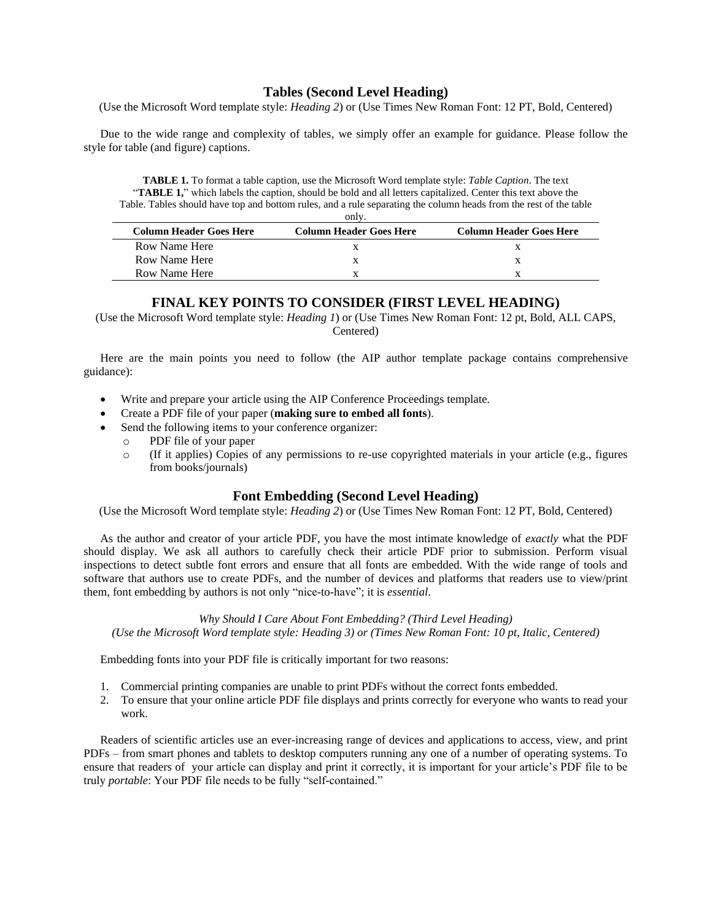## Tables (Second Level Heading)

(Use the Microsoft Word template style: *Heading 2*) or (Use Times New Roman Font: 12 PT, Bold, Centered)

Due to the wide range and complexity of tables, we simply offer an example for guidance. Please follow the style for table (and figure) captions.

**TABLE 1.** To format a table caption, use the Microsoft Word template style: *Table Caption*. The text "**TABLE 1,**" which labels the caption, should be bold and all letters capitalized. Center this text above the Table. Tables should have top and bottom rules, and a rule separating the column heads from the rest of the table only.

| Column Header Goes Here | Column Header Goes Here | Column Header Goes Here |
|---|---|---|
| Row Name Here | x | x |
| Row Name Here | x | x |
| Row Name Here | x | x |

# FINAL KEY POINTS TO CONSIDER (FIRST LEVEL HEADING)

(Use the Microsoft Word template style: *Heading 1*) or (Use Times New Roman Font: 12 pt, Bold, ALL CAPS, Centered)

Here are the main points you need to follow (the AIP author template package contains comprehensive guidance):

- Write and prepare your article using the AIP Conference Proceedings template.
- Create a PDF file of your paper (**making sure to embed all fonts**).
- Send the following items to your conference organizer:
  - PDF file of your paper
  - (If it applies) Copies of any permissions to re-use copyrighted materials in your article (e.g., figures from books/journals)

## Font Embedding (Second Level Heading)

(Use the Microsoft Word template style: *Heading 2*) or (Use Times New Roman Font: 12 PT, Bold, Centered)

As the author and creator of your article PDF, you have the most intimate knowledge of *exactly* what the PDF should display. We ask all authors to carefully check their article PDF prior to submission. Perform visual inspections to detect subtle font errors and ensure that all fonts are embedded. With the wide range of tools and software that authors use to create PDFs, and the number of devices and platforms that readers use to view/print them, font embedding by authors is not only "nice-to-have"; it is *essential*.

### *Why Should I Care About Font Embedding? (Third Level Heading)*

*(Use the Microsoft Word template style: Heading 3) or (Times New Roman Font: 10 pt, Italic, Centered)*

Embedding fonts into your PDF file is critically important for two reasons:

1. Commercial printing companies are unable to print PDFs without the correct fonts embedded.
2. To ensure that your online article PDF file displays and prints correctly for everyone who wants to read your work.

Readers of scientific articles use an ever-increasing range of devices and applications to access, view, and print PDFs – from smart phones and tablets to desktop computers running any one of a number of operating systems. To ensure that readers of your article can display and print it correctly, it is important for your article's PDF file to be truly *portable*: Your PDF file needs to be fully "self-contained."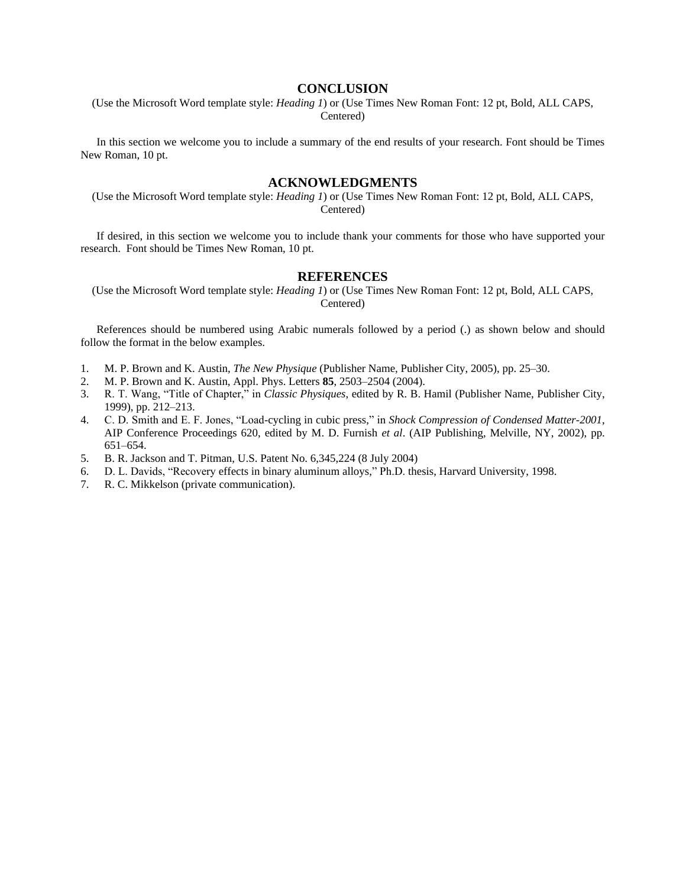# CONCLUSION

(Use the Microsoft Word template style: *Heading 1*) or (Use Times New Roman Font: 12 pt, Bold, ALL CAPS, Centered)

In this section we welcome you to include a summary of the end results of your research. Font should be Times New Roman, 10 pt.

# ACKNOWLEDGMENTS

(Use the Microsoft Word template style: *Heading 1*) or (Use Times New Roman Font: 12 pt, Bold, ALL CAPS, Centered)

If desired, in this section we welcome you to include thank your comments for those who have supported your research. Font should be Times New Roman, 10 pt.

# REFERENCES

(Use the Microsoft Word template style: *Heading 1*) or (Use Times New Roman Font: 12 pt, Bold, ALL CAPS, Centered)

References should be numbered using Arabic numerals followed by a period (.) as shown below and should follow the format in the below examples.

1. M. P. Brown and K. Austin, *The New Physique* (Publisher Name, Publisher City, 2005), pp. 25–30.
2. M. P. Brown and K. Austin, Appl. Phys. Letters **85**, 2503–2504 (2004).
3. R. T. Wang, “Title of Chapter,” in *Classic Physiques*, edited by R. B. Hamil (Publisher Name, Publisher City, 1999), pp. 212–213.
4. C. D. Smith and E. F. Jones, “Load-cycling in cubic press,” in *Shock Compression of Condensed Matter-2001*, AIP Conference Proceedings 620, edited by M. D. Furnish *et al*. (AIP Publishing, Melville, NY, 2002), pp. 651–654.
5. B. R. Jackson and T. Pitman, U.S. Patent No. 6,345,224 (8 July 2004)
6. D. L. Davids, “Recovery effects in binary aluminum alloys,” Ph.D. thesis, Harvard University, 1998.
7. R. C. Mikkelson (private communication).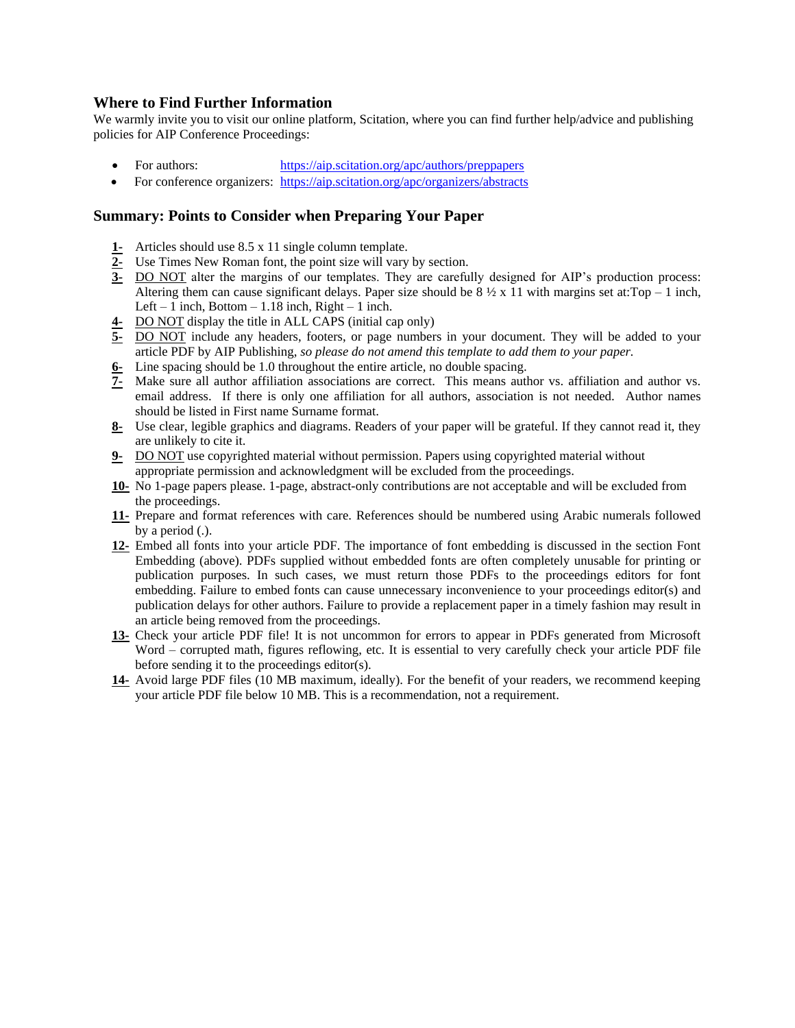## Where to Find Further Information

We warmly invite you to visit our online platform, Scitation, where you can find further help/advice and publishing policies for AIP Conference Proceedings:

- For authors: https://aip.scitation.org/apc/authors/preppapers
- For conference organizers: https://aip.scitation.org/apc/organizers/abstracts

## Summary: Points to Consider when Preparing Your Paper

**1-** Articles should use 8.5 x 11 single column template.

**2-** Use Times New Roman font, the point size will vary by section.

**3-** DO NOT alter the margins of our templates. They are carefully designed for AIP's production process: Altering them can cause significant delays. Paper size should be 8 ½ x 11 with margins set at:Top – 1 inch, Left – 1 inch, Bottom – 1.18 inch, Right – 1 inch.

**4-** DO NOT display the title in ALL CAPS (initial cap only)

**5-** DO NOT include any headers, footers, or page numbers in your document. They will be added to your article PDF by AIP Publishing, *so please do not amend this template to add them to your paper.*

**6-** Line spacing should be 1.0 throughout the entire article, no double spacing.

**7-** Make sure all author affiliation associations are correct. This means author vs. affiliation and author vs. email address. If there is only one affiliation for all authors, association is not needed. Author names should be listed in First name Surname format.

**8-** Use clear, legible graphics and diagrams. Readers of your paper will be grateful. If they cannot read it, they are unlikely to cite it.

**9-** DO NOT use copyrighted material without permission. Papers using copyrighted material without appropriate permission and acknowledgment will be excluded from the proceedings.

**10-** No 1-page papers please. 1-page, abstract-only contributions are not acceptable and will be excluded from the proceedings.

**11-** Prepare and format references with care. References should be numbered using Arabic numerals followed by a period (.).

**12-** Embed all fonts into your article PDF. The importance of font embedding is discussed in the section Font Embedding (above). PDFs supplied without embedded fonts are often completely unusable for printing or publication purposes. In such cases, we must return those PDFs to the proceedings editors for font embedding. Failure to embed fonts can cause unnecessary inconvenience to your proceedings editor(s) and publication delays for other authors. Failure to provide a replacement paper in a timely fashion may result in an article being removed from the proceedings.

**13-** Check your article PDF file! It is not uncommon for errors to appear in PDFs generated from Microsoft Word – corrupted math, figures reflowing, etc. It is essential to very carefully check your article PDF file before sending it to the proceedings editor(s).

**14-** Avoid large PDF files (10 MB maximum, ideally). For the benefit of your readers, we recommend keeping your article PDF file below 10 MB. This is a recommendation, not a requirement.